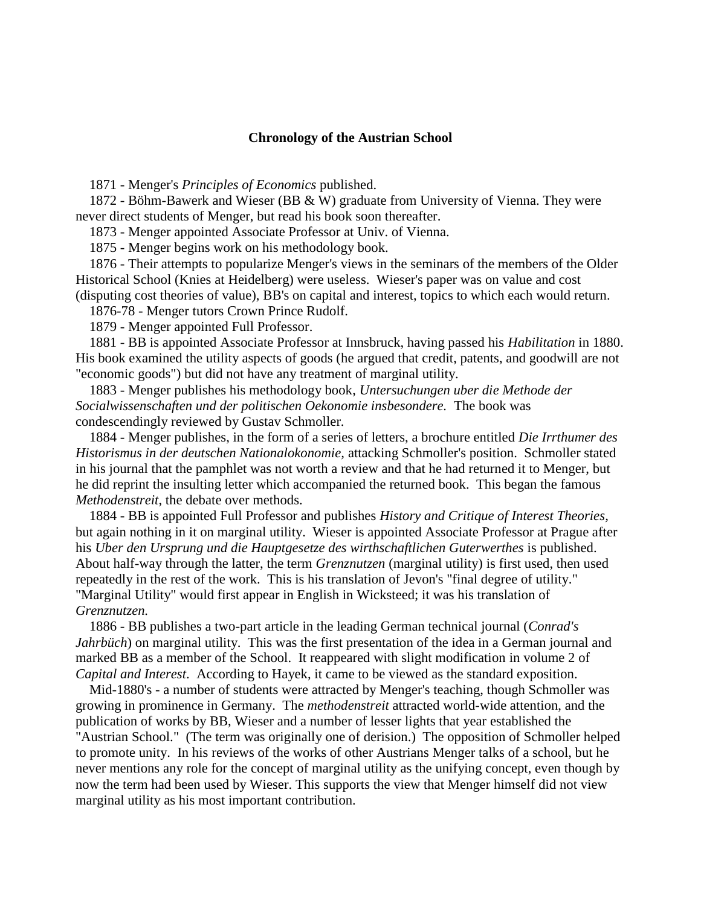**Chronology of the Austrian School**

1871 - Menger's *Principles of Economics* published.

1872 - Böhm-Bawerk and Wieser (BB & W) graduate from University of Vienna. They were never direct students of Menger, but read his book soon thereafter.

1873 - Menger appointed Associate Professor at Univ. of Vienna.

1875 - Menger begins work on his methodology book.

1876 - Their attempts to popularize Menger's views in the seminars of the members of the Older Historical School (Knies at Heidelberg) were useless. Wieser's paper was on value and cost (disputing cost theories of value), BB's on capital and interest, topics to which each would return.

1876-78 - Menger tutors Crown Prince Rudolf.

1879 - Menger appointed Full Professor.

1881 - BB is appointed Associate Professor at Innsbruck, having passed his *Habilitation* in 1880. His book examined the utility aspects of goods (he argued that credit, patents, and goodwill are not "economic goods") but did not have any treatment of marginal utility.

1883 - Menger publishes his methodology book, *Untersuchungen uber die Methode der Socialwissenschaften und der politischen Oekonomie insbesondere*. The book was condescendingly reviewed by Gustav Schmoller.

1884 - Menger publishes, in the form of a series of letters, a brochure entitled *Die Irrthumer des Historismus in der deutschen Nationalokonomie,* attacking Schmoller's position. Schmoller stated in his journal that the pamphlet was not worth a review and that he had returned it to Menger, but he did reprint the insulting letter which accompanied the returned book. This began the famous *Methodenstreit*, the debate over methods.

1884 - BB is appointed Full Professor and publishes *History and Critique of Interest Theories,* but again nothing in it on marginal utility. Wieser is appointed Associate Professor at Prague after his *Uber den Ursprung und die Hauptgesetze des wirthschaftlichen Guterwerthes* is published. About half-way through the latter, the term *Grenznutzen* (marginal utility) is first used, then used repeatedly in the rest of the work. This is his translation of Jevon's "final degree of utility." "Marginal Utility" would first appear in English in Wicksteed; it was his translation of *Grenznutzen.*

1886 - BB publishes a two-part article in the leading German technical journal (*Conrad's Jahrbüch*) on marginal utility. This was the first presentation of the idea in a German journal and marked BB as a member of the School. It reappeared with slight modification in volume 2 of *Capital and Interest*. According to Hayek, it came to be viewed as the standard exposition.

Mid-1880's - a number of students were attracted by Menger's teaching, though Schmoller was growing in prominence in Germany. The *methodenstreit* attracted world-wide attention, and the publication of works by BB, Wieser and a number of lesser lights that year established the "Austrian School." (The term was originally one of derision.) The opposition of Schmoller helped to promote unity. In his reviews of the works of other Austrians Menger talks of a school, but he never mentions any role for the concept of marginal utility as the unifying concept, even though by now the term had been used by Wieser. This supports the view that Menger himself did not view marginal utility as his most important contribution.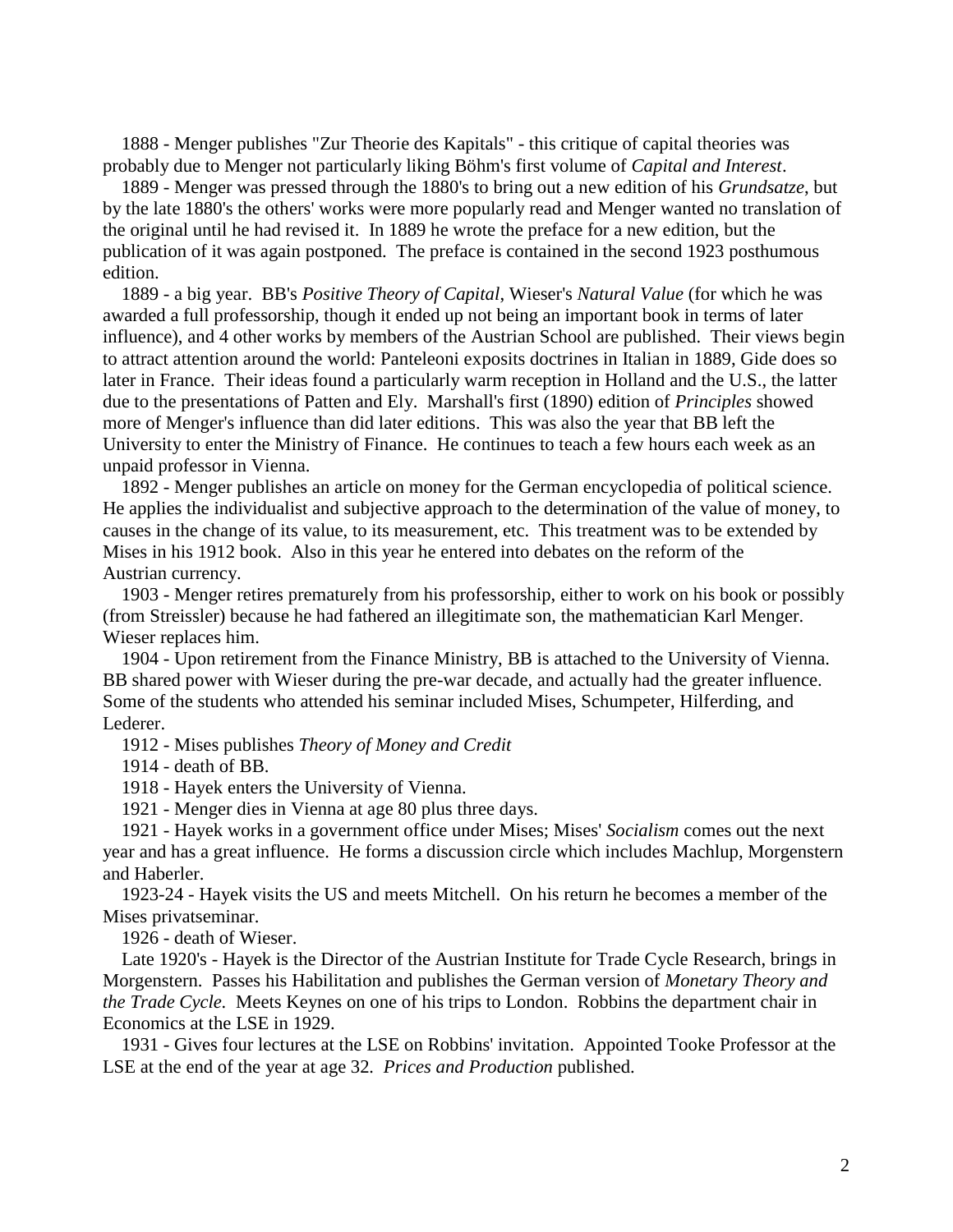1888 - Menger publishes "Zur Theorie des Kapitals" - this critique of capital theories was probably due to Menger not particularly liking Böhm's first volume of *Capital and Interest*.

1889 - Menger was pressed through the 1880's to bring out a new edition of his *Grundsatze*, but by the late 1880's the others' works were more popularly read and Menger wanted no translation of the original until he had revised it. In 1889 he wrote the preface for a new edition, but the publication of it was again postponed. The preface is contained in the second 1923 posthumous edition.

1889 - a big year. BB's *Positive Theory of Capital*, Wieser's *Natural Value* (for which he was awarded a full professorship, though it ended up not being an important book in terms of later influence), and 4 other works by members of the Austrian School are published. Their views begin to attract attention around the world: Panteleoni exposits doctrines in Italian in 1889, Gide does so later in France. Their ideas found a particularly warm reception in Holland and the U.S., the latter due to the presentations of Patten and Ely. Marshall's first (1890) edition of *Principles* showed more of Menger's influence than did later editions. This was also the year that BB left the University to enter the Ministry of Finance. He continues to teach a few hours each week as an unpaid professor in Vienna.

1892 - Menger publishes an article on money for the German encyclopedia of political science. He applies the individualist and subjective approach to the determination of the value of money, to causes in the change of its value, to its measurement, etc. This treatment was to be extended by Mises in his 1912 book. Also in this year he entered into debates on the reform of the Austrian currency.

1903 - Menger retires prematurely from his professorship, either to work on his book or possibly (from Streissler) because he had fathered an illegitimate son, the mathematician Karl Menger. Wieser replaces him.

1904 - Upon retirement from the Finance Ministry, BB is attached to the University of Vienna. BB shared power with Wieser during the pre-war decade, and actually had the greater influence. Some of the students who attended his seminar included Mises, Schumpeter, Hilferding, and Lederer.

1912 - Mises publishes *Theory of Money and Credit*

1914 - death of BB.

1918 - Hayek enters the University of Vienna.

1921 - Menger dies in Vienna at age 80 plus three days.

1921 - Hayek works in a government office under Mises; Mises' *Socialism* comes out the next year and has a great influence. He forms a discussion circle which includes Machlup, Morgenstern and Haberler.

1923-24 - Hayek visits the US and meets Mitchell. On his return he becomes a member of the Mises privatseminar.

1926 - death of Wieser.

Late 1920's - Hayek is the Director of the Austrian Institute for Trade Cycle Research, brings in Morgenstern. Passes his Habilitation and publishes the German version of *Monetary Theory and the Trade Cycle.* Meets Keynes on one of his trips to London. Robbins the department chair in Economics at the LSE in 1929.

1931 - Gives four lectures at the LSE on Robbins' invitation. Appointed Tooke Professor at the LSE at the end of the year at age 32. *Prices and Production* published.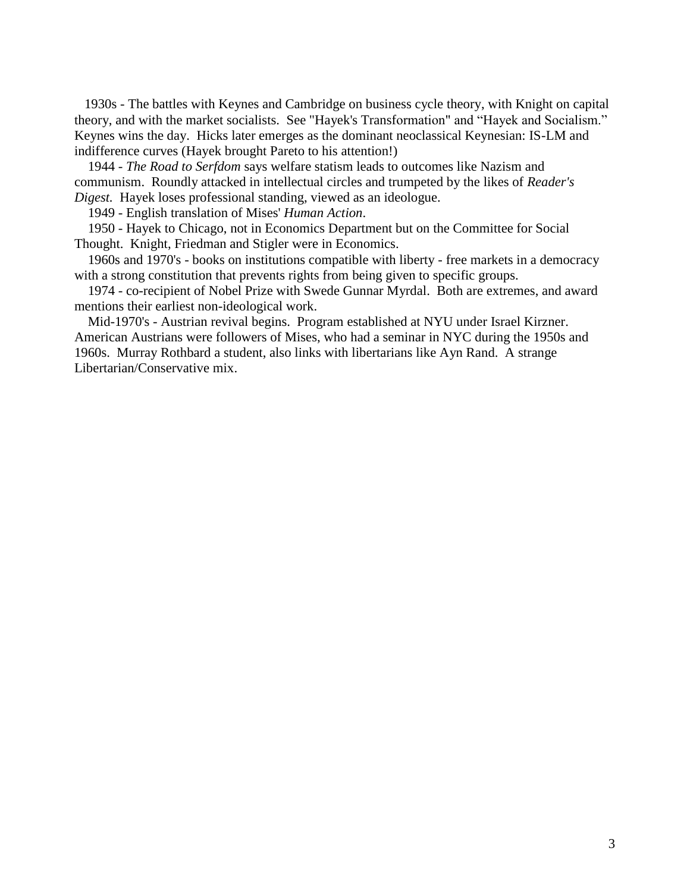1930s - The battles with Keynes and Cambridge on business cycle theory, with Knight on capital theory, and with the market socialists. See "Hayek's Transformation" and "Hayek and Socialism." Keynes wins the day. Hicks later emerges as the dominant neoclassical Keynesian: IS-LM and indifference curves (Hayek brought Pareto to his attention!)

1944 - *The Road to Serfdom* says welfare statism leads to outcomes like Nazism and communism. Roundly attacked in intellectual circles and trumpeted by the likes of *Reader's Digest.* Hayek loses professional standing, viewed as an ideologue.

1949 - English translation of Mises' *Human Action*.

1950 - Hayek to Chicago, not in Economics Department but on the Committee for Social Thought. Knight, Friedman and Stigler were in Economics.

1960s and 1970's - books on institutions compatible with liberty - free markets in a democracy with a strong constitution that prevents rights from being given to specific groups.

1974 - co-recipient of Nobel Prize with Swede Gunnar Myrdal. Both are extremes, and award mentions their earliest non-ideological work.

Mid-1970's - Austrian revival begins. Program established at NYU under Israel Kirzner. American Austrians were followers of Mises, who had a seminar in NYC during the 1950s and 1960s. Murray Rothbard a student, also links with libertarians like Ayn Rand. A strange Libertarian/Conservative mix.